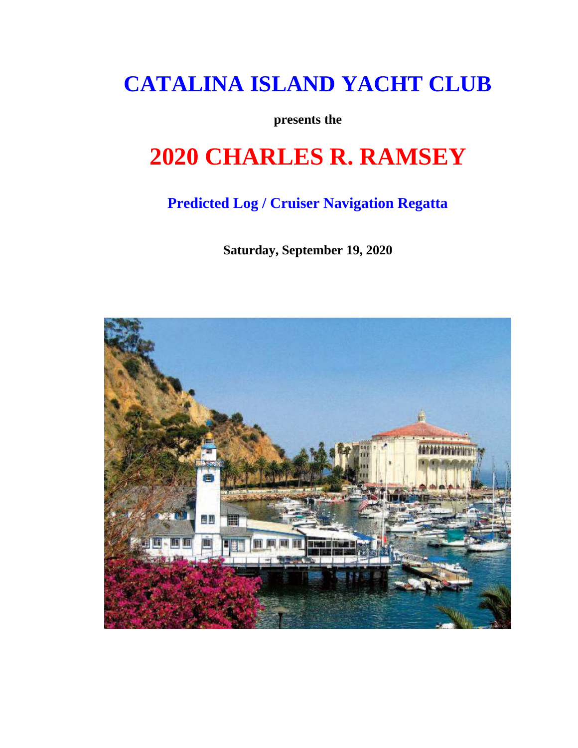# CATALINA ISLAND YACHT CLUB

**presents the**

# 2020 CHARLES R. RAMSEY

## Predicted Log / Cruiser Navigation Regatta

**Saturday, September 19, 2020**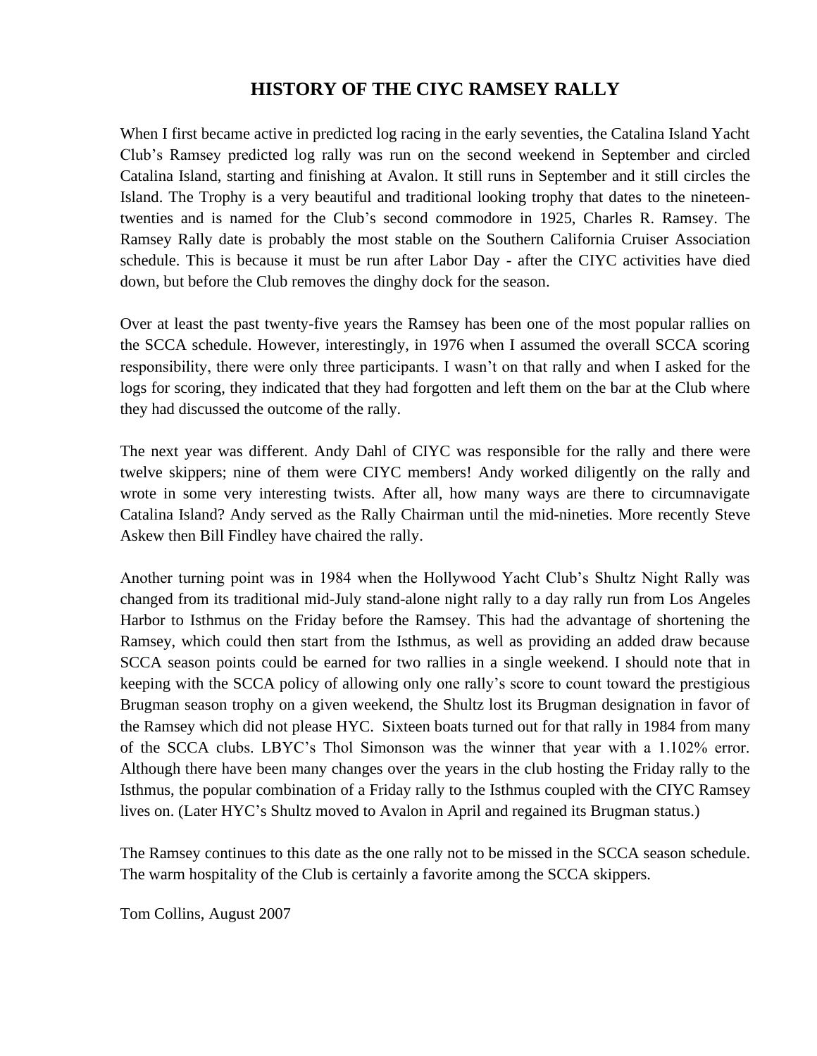# HISTORY OF THE CIYC RAMSEY RALLY

When I first became active in predicted log racing in the early seventies, the Catalina Island Yacht Club's Ramsey predicted log rally was run on the second weekend in September and circled Catalina Island, starting and finishing at Avalon. It still runs in September and it still circles the Island. The Trophy is a very beautiful and traditional looking trophy that dates to the nineteen-twenties and is named for the Club's second commodore in 1925, Charles R. Ramsey. The Ramsey Rally date is probably the most stable on the Southern California Cruiser Association schedule. This is because it must be run after Labor Day - after the CIYC activities have died down, but before the Club removes the dinghy dock for the season.

Over at least the past twenty-five years the Ramsey has been one of the most popular rallies on the SCCA schedule. However, interestingly, in 1976 when I assumed the overall SCCA scoring responsibility, there were only three participants. I wasn't on that rally and when I asked for the logs for scoring, they indicated that they had forgotten and left them on the bar at the Club where they had discussed the outcome of the rally.

The next year was different. Andy Dahl of CIYC was responsible for the rally and there were twelve skippers; nine of them were CIYC members! Andy worked diligently on the rally and wrote in some very interesting twists. After all, how many ways are there to circumnavigate Catalina Island? Andy served as the Rally Chairman until the mid-nineties. More recently Steve Askew then Bill Findley have chaired the rally.

Another turning point was in 1984 when the Hollywood Yacht Club's Shultz Night Rally was changed from its traditional mid-July stand-alone night rally to a day rally run from Los Angeles Harbor to Isthmus on the Friday before the Ramsey. This had the advantage of shortening the Ramsey, which could then start from the Isthmus, as well as providing an added draw because SCCA season points could be earned for two rallies in a single weekend. I should note that in keeping with the SCCA policy of allowing only one rally's score to count toward the prestigious Brugman season trophy on a given weekend, the Shultz lost its Brugman designation in favor of the Ramsey which did not please HYC. Sixteen boats turned out for that rally in 1984 from many of the SCCA clubs. LBYC's Thol Simonson was the winner that year with a 1.102% error. Although there have been many changes over the years in the club hosting the Friday rally to the Isthmus, the popular combination of a Friday rally to the Isthmus coupled with the CIYC Ramsey lives on. (Later HYC's Shultz moved to Avalon in April and regained its Brugman status.)

The Ramsey continues to this date as the one rally not to be missed in the SCCA season schedule. The warm hospitality of the Club is certainly a favorite among the SCCA skippers.

Tom Collins, August 2007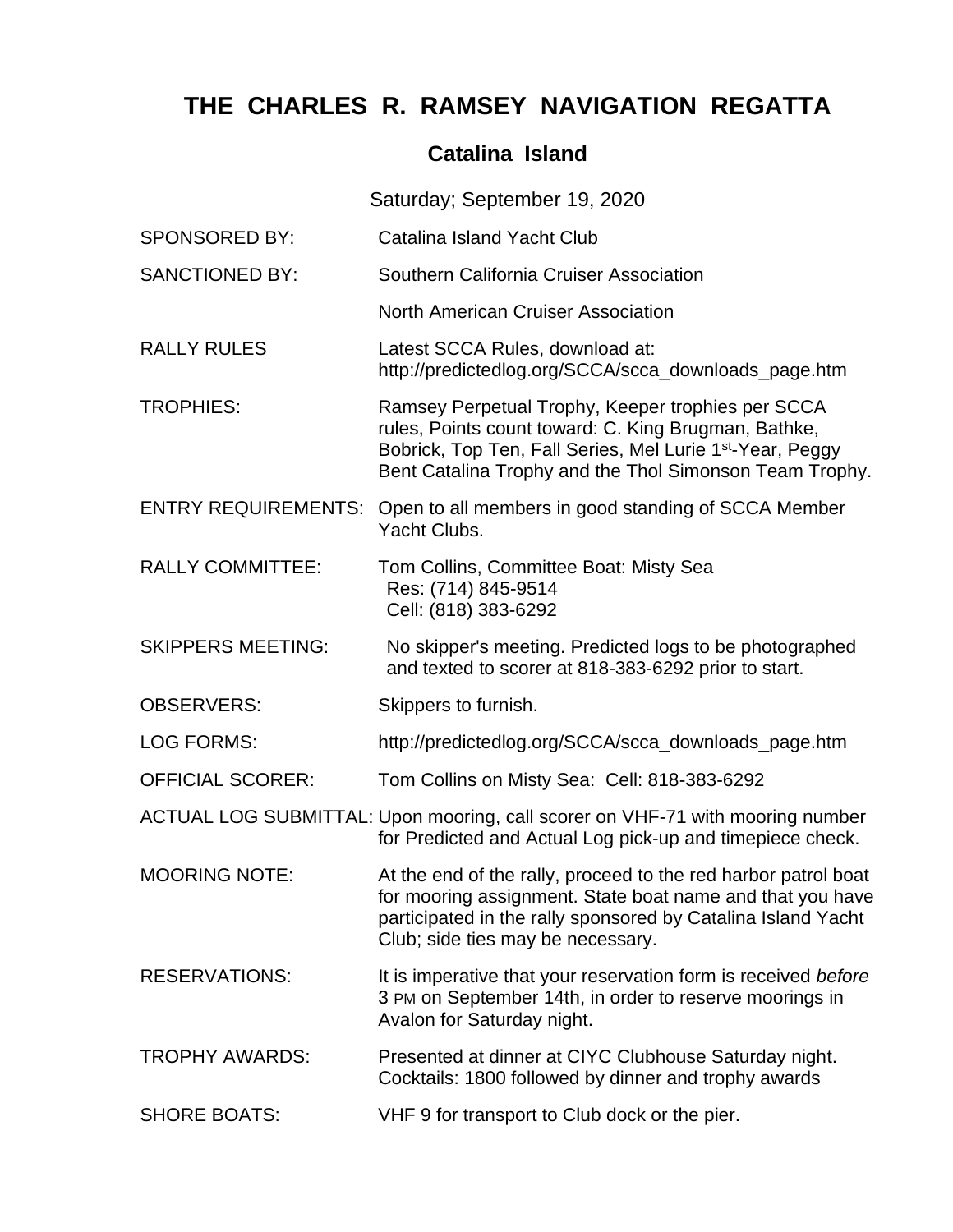# THE CHARLES R. RAMSEY NAVIGATION REGATTA

## Catalina Island

Saturday; September 19, 2020

| | |
|---|---|
| SPONSORED BY: | Catalina Island Yacht Club |
| SANCTIONED BY: | Southern California Cruiser Association<br>North American Cruiser Association |
| RALLY RULES | Latest SCCA Rules, download at: http://predictedlog.org/SCCA/scca_downloads_page.htm |
| TROPHIES: | Ramsey Perpetual Trophy, Keeper trophies per SCCA rules, Points count toward: C. King Brugman, Bathke, Bobrick, Top Ten, Fall Series, Mel Lurie 1st-Year, Peggy Bent Catalina Trophy and the Thol Simonson Team Trophy. |
| ENTRY REQUIREMENTS: | Open to all members in good standing of SCCA Member Yacht Clubs. |
| RALLY COMMITTEE: | Tom Collins, Committee Boat: Misty Sea<br>Res: (714) 845-9514<br>Cell: (818) 383-6292 |
| SKIPPERS MEETING: | No skipper's meeting. Predicted logs to be photographed and texted to scorer at 818-383-6292 prior to start. |
| OBSERVERS: | Skippers to furnish. |
| LOG FORMS: | http://predictedlog.org/SCCA/scca_downloads_page.htm |
| OFFICIAL SCORER: | Tom Collins on Misty Sea: Cell: 818-383-6292 |
| ACTUAL LOG SUBMITTAL: | Upon mooring, call scorer on VHF-71 with mooring number for Predicted and Actual Log pick-up and timepiece check. |
| MOORING NOTE: | At the end of the rally, proceed to the red harbor patrol boat for mooring assignment. State boat name and that you have participated in the rally sponsored by Catalina Island Yacht Club; side ties may be necessary. |
| RESERVATIONS: | It is imperative that your reservation form is received *before* 3 PM on September 14th, in order to reserve moorings in Avalon for Saturday night. |
| TROPHY AWARDS: | Presented at dinner at CIYC Clubhouse Saturday night. Cocktails: 1800 followed by dinner and trophy awards |
| SHORE BOATS: | VHF 9 for transport to Club dock or the pier. |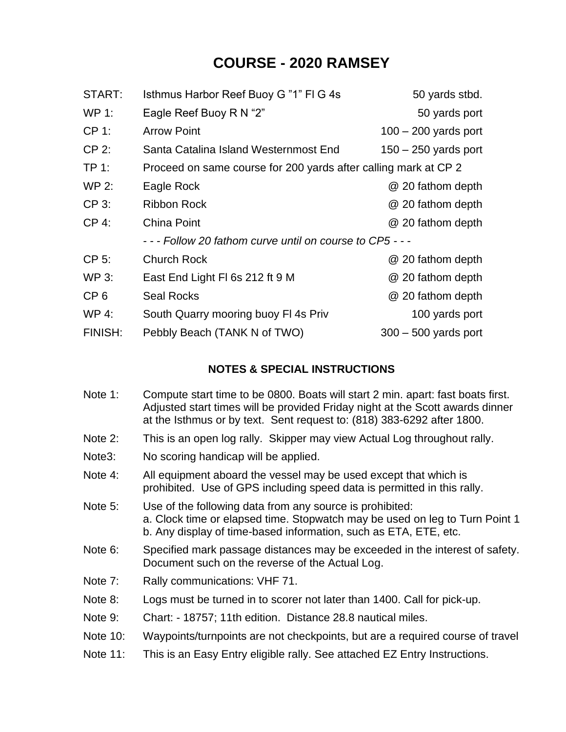# COURSE - 2020 RAMSEY

| | | |
|---|---|---|
| START: | Isthmus Harbor Reef Buoy G "1" Fl G 4s | 50 yards stbd. |
| WP 1: | Eagle Reef Buoy R N "2" | 50 yards port |
| CP 1: | Arrow Point | 100 – 200 yards port |
| CP 2: | Santa Catalina Island Westernmost End | 150 – 250 yards port |
| TP 1: | Proceed on same course for 200 yards after calling mark at CP 2 | |
| WP 2: | Eagle Rock | @ 20 fathom depth |
| CP 3: | Ribbon Rock | @ 20 fathom depth |
| CP 4: | China Point | @ 20 fathom depth |
| | *- - - Follow 20 fathom curve until on course to CP5 - - -* | |
| CP 5: | Church Rock | @ 20 fathom depth |
| WP 3: | East End Light Fl 6s 212 ft 9 M | @ 20 fathom depth |
| CP 6 | Seal Rocks | @ 20 fathom depth |
| WP 4: | South Quarry mooring buoy Fl 4s Priv | 100 yards port |
| FINISH: | Pebbly Beach (TANK N of TWO) | 300 – 500 yards port |

### NOTES & SPECIAL INSTRUCTIONS

Note 1: Compute start time to be 0800. Boats will start 2 min. apart: fast boats first. Adjusted start times will be provided Friday night at the Scott awards dinner at the Isthmus or by text. Sent request to: (818) 383-6292 after 1800.

Note 2: This is an open log rally. Skipper may view Actual Log throughout rally.

Note3: No scoring handicap will be applied.

Note 4: All equipment aboard the vessel may be used except that which is prohibited. Use of GPS including speed data is permitted in this rally.

Note 5: Use of the following data from any source is prohibited:
a. Clock time or elapsed time. Stopwatch may be used on leg to Turn Point 1
b. Any display of time-based information, such as ETA, ETE, etc.

Note 6: Specified mark passage distances may be exceeded in the interest of safety. Document such on the reverse of the Actual Log.

Note 7: Rally communications: VHF 71.

Note 8: Logs must be turned in to scorer not later than 1400. Call for pick-up.

Note 9: Chart: - 18757; 11th edition. Distance 28.8 nautical miles.

Note 10: Waypoints/turnpoints are not checkpoints, but are a required course of travel

Note 11: This is an Easy Entry eligible rally. See attached EZ Entry Instructions.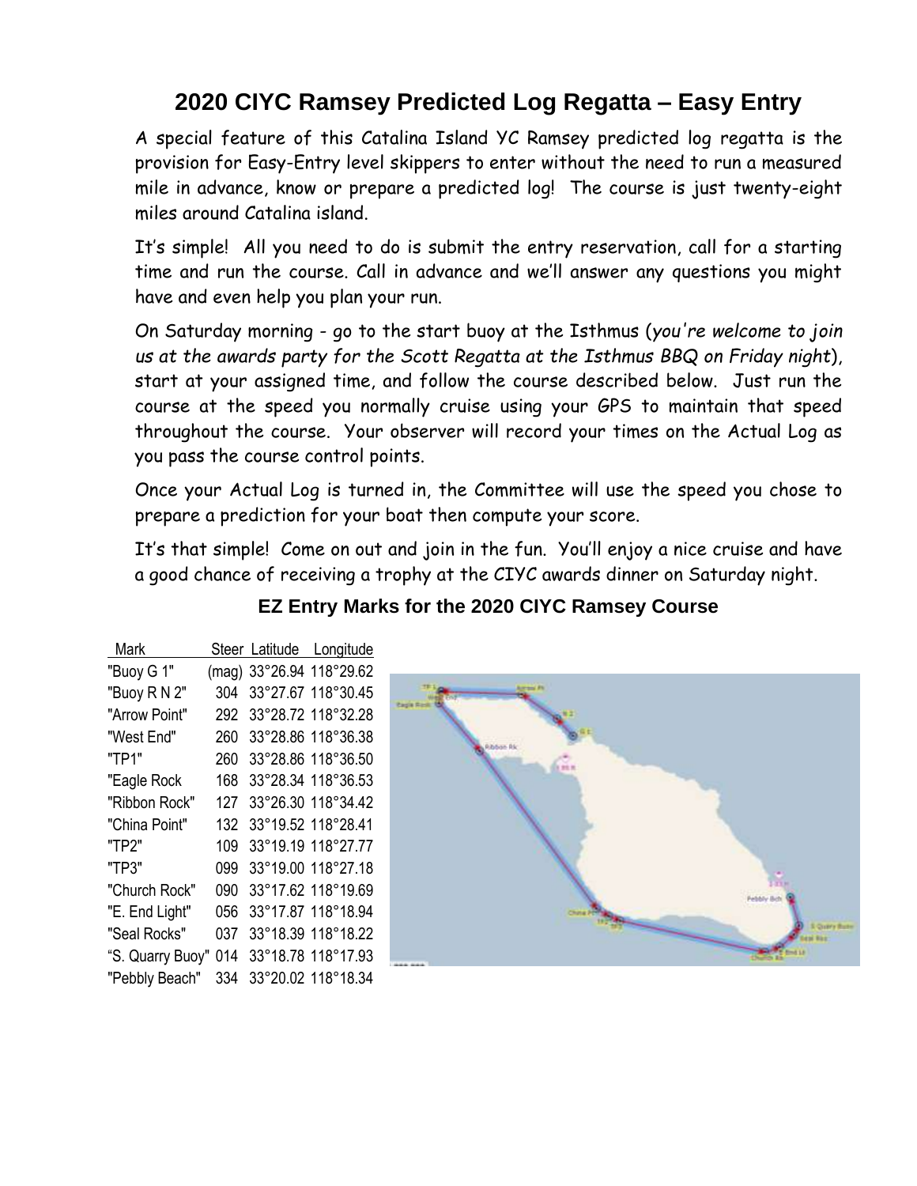# 2020 CIYC Ramsey Predicted Log Regatta – Easy Entry

A special feature of this Catalina Island YC Ramsey predicted log regatta is the provision for Easy-Entry level skippers to enter without the need to run a measured mile in advance, know or prepare a predicted log! The course is just twenty-eight miles around Catalina island.

It's simple! All you need to do is submit the entry reservation, call for a starting time and run the course. Call in advance and we'll answer any questions you might have and even help you plan your run.

On Saturday morning - go to the start buoy at the Isthmus (*you're welcome to join us at the awards party for the Scott Regatta at the Isthmus BBQ on Friday night*), start at your assigned time, and follow the course described below. Just run the course at the speed you normally cruise using your GPS to maintain that speed throughout the course. Your observer will record your times on the Actual Log as you pass the course control points.

Once your Actual Log is turned in, the Committee will use the speed you chose to prepare a prediction for your boat then compute your score.

It's that simple! Come on out and join in the fun. You'll enjoy a nice cruise and have a good chance of receiving a trophy at the CIYC awards dinner on Saturday night.

## EZ Entry Marks for the 2020 CIYC Ramsey Course

| Mark | Steer | Latitude | Longitude |
|---|---|---|---|
| "Buoy G 1" | (mag) | 33°26.94 | 118°29.62 |
| "Buoy R N 2" | 304 | 33°27.67 | 118°30.45 |
| "Arrow Point" | 292 | 33°28.72 | 118°32.28 |
| "West End" | 260 | 33°28.86 | 118°36.38 |
| "TP1" | 260 | 33°28.86 | 118°36.50 |
| "Eagle Rock | 168 | 33°28.34 | 118°36.53 |
| "Ribbon Rock" | 127 | 33°26.30 | 118°34.42 |
| "China Point" | 132 | 33°19.52 | 118°28.41 |
| "TP2" | 109 | 33°19.19 | 118°27.77 |
| "TP3" | 099 | 33°19.00 | 118°27.18 |
| "Church Rock" | 090 | 33°17.62 | 118°19.69 |
| "E. End Light" | 056 | 33°17.87 | 118°18.94 |
| "Seal Rocks" | 037 | 33°18.39 | 118°18.22 |
| "S. Quarry Buoy" | 014 | 33°18.78 | 118°17.93 |
| "Pebbly Beach" | 334 | 33°20.02 | 118°18.34 |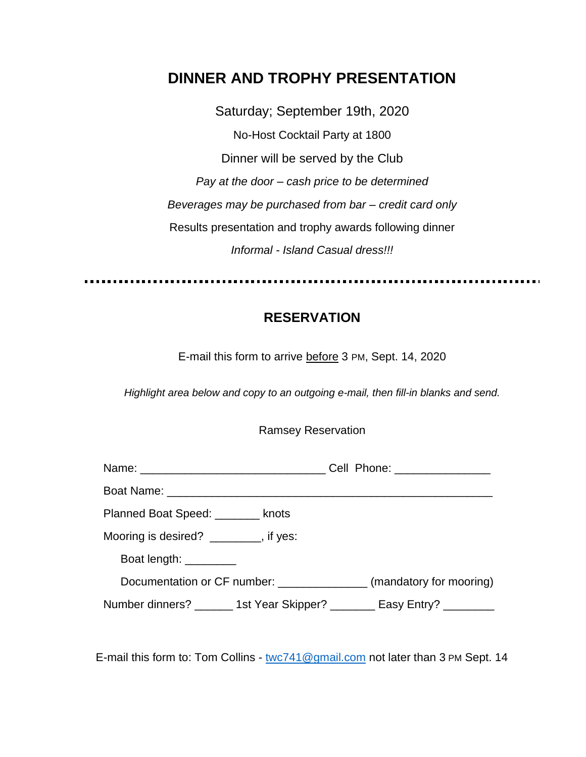# DINNER AND TROPHY PRESENTATION

Saturday; September 19th, 2020

No-Host Cocktail Party at 1800

Dinner will be served by the Club

*Pay at the door – cash price to be determined*

*Beverages may be purchased from bar – credit card only*

Results presentation and trophy awards following dinner

*Informal - Island Casual dress!!!*

---

## RESERVATION

E-mail this form to arrive <u>before</u> 3 PM, Sept. 14, 2020

*Highlight area below and copy to an outgoing e-mail, then fill-in blanks and send.*

Ramsey Reservation

Name: _____________________________ Cell Phone: _______________

Boat Name: ___________________________________________________

Planned Boat Speed: _______ knots

Mooring is desired? ________, if yes:

Boat length: ________

Documentation or CF number: ______________ (mandatory for mooring)

Number dinners? ______ 1st Year Skipper? _______ Easy Entry? ________

E-mail this form to: Tom Collins - twc741@gmail.com not later than 3 PM Sept. 14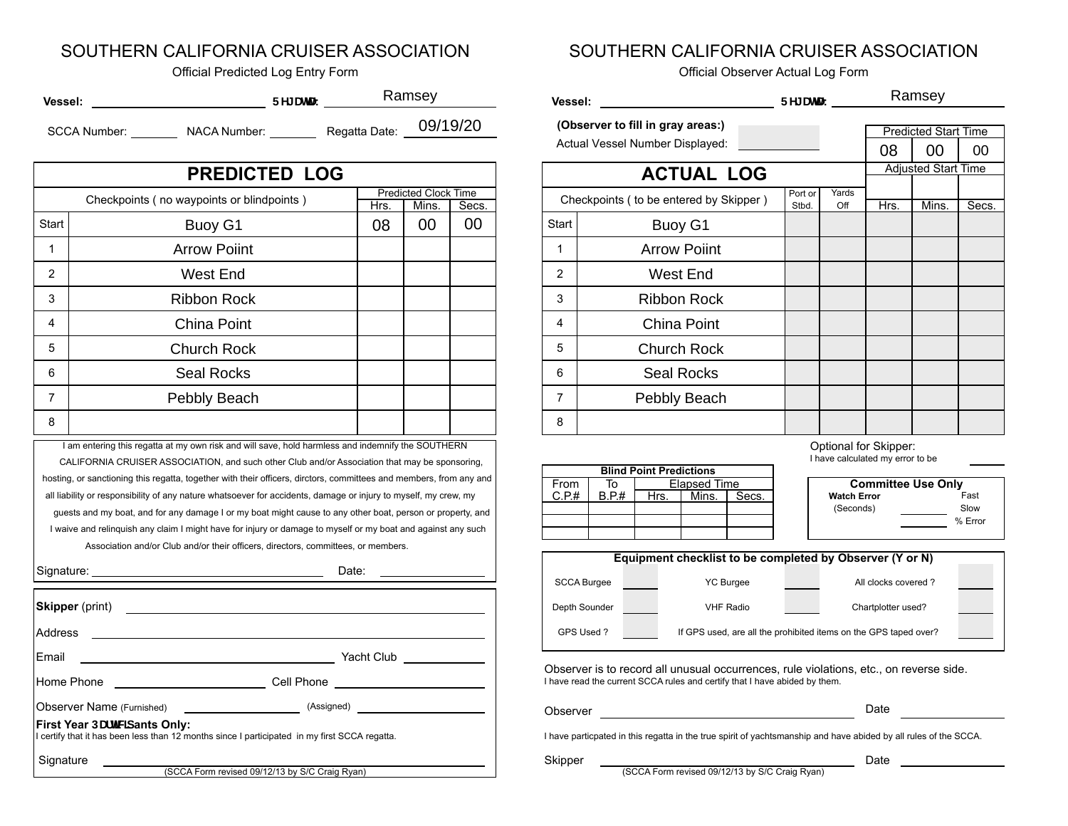# SOUTHERN CALIFORNIA CRUISER ASSOCIATION

Official Predicted Log Entry Form

**Vessel:** ______________________ **5HJDWD:** Ramsey

SCCA Number: _______ NACA Number: _______ Regatta Date: 09/19/20

## PREDICTED LOG

| | Checkpoints ( no waypoints or blindpoints ) | Predicted Clock Time | | |
|---|---|---|---|---|
| | | Hrs. | Mins. | Secs. |
| Start | Buoy G1 | 08 | 00 | 00 |
| 1 | Arrow Poiint | | | |
| 2 | West End | | | |
| 3 | Ribbon Rock | | | |
| 4 | China Point | | | |
| 5 | Church Rock | | | |
| 6 | Seal Rocks | | | |
| 7 | Pebbly Beach | | | |
| 8 | | | | |

I am entering this regatta at my own risk and will save, hold harmless and indemnify the SOUTHERN CALIFORNIA CRUISER ASSOCIATION, and such other Club and/or Association that may be sponsoring, hosting, or sanctioning this regatta, together with their officers, dirctors, committees and members, from any and all liability or responsibility of any nature whatsoever for accidents, damage or injury to myself, my crew, my guests and my boat, and for any damage I or my boat might cause to any other boat, person or property, and I waive and relinquish any claim I might have for injury or damage to myself or my boat and against any such Association and/or Club and/or their officers, directors, committees, or members.

Signature: ______________________ Date: ____________

**Skipper** (print) ______________________

Address ______________________

Email ______________________ Yacht Club ____________

Home Phone ____________ Cell Phone ____________

Observer Name (Furnished) ____________ (Assigned) ____________

**First Year 3DUWLFLSants Only:**
I certify that it has been less than 12 months since I participated in my first SCCA regatta.

Signature ______________________

(SCCA Form revised 09/12/13 by S/C Craig Ryan)

# SOUTHERN CALIFORNIA CRUISER ASSOCIATION

Official Observer Actual Log Form

**Vessel:** ______________________ **5HJDWD:** Ramsey

**(Observer to fill in gray areas:)**

Actual Vessel Number Displayed: ____________

| Predicted Start Time | | |
|---|---|---|
| 08 | 00 | 00 |
| Adjusted Start Time | | |
| | | |

## ACTUAL LOG

| | Checkpoints ( to be entered by Skipper ) | Port or Stbd. | Yards Off | Hrs. | Mins. | Secs. |
|---|---|---|---|---|---|---|
| Start | Buoy G1 | | | | | |
| 1 | Arrow Poiint | | | | | |
| 2 | West End | | | | | |
| 3 | Ribbon Rock | | | | | |
| 4 | China Point | | | | | |
| 5 | Church Rock | | | | | |
| 6 | Seal Rocks | | | | | |
| 7 | Pebbly Beach | | | | | |
| 8 | | | | | | |

**Blind Point Predictions**

| From C.P.# | To B.P.# | Elapsed Time | | |
|---|---|---|---|---|
| | | Hrs. | Mins. | Secs. |
| | | | | |
| | | | | |
| | | | | |

Optional for Skipper:
I have calculated my error to be ________

**Committee Use Only**

**Watch Error** (Seconds) ________ Fast / Slow

________ % Error

**Equipment checklist to be completed by Observer (Y or N)**

| | | | | | |
|---|---|---|---|---|---|
| SCCA Burgee | | YC Burgee | | All clocks covered ? | |
| Depth Sounder | | VHF Radio | | Chartplotter used? | |
| GPS Used ? | | If GPS used, are all the prohibited items on the GPS taped over? | | | |

Observer is to record all unusual occurrences, rule violations, etc., on reverse side.
I have read the current SCCA rules and certify that I have abided by them.

Observer ______________________ Date ____________

I have particpated in this regatta in the true spirit of yachtsmanship and have abided by all rules of the SCCA.

Skipper ______________________ Date ____________

(SCCA Form revised 09/12/13 by S/C Craig Ryan)